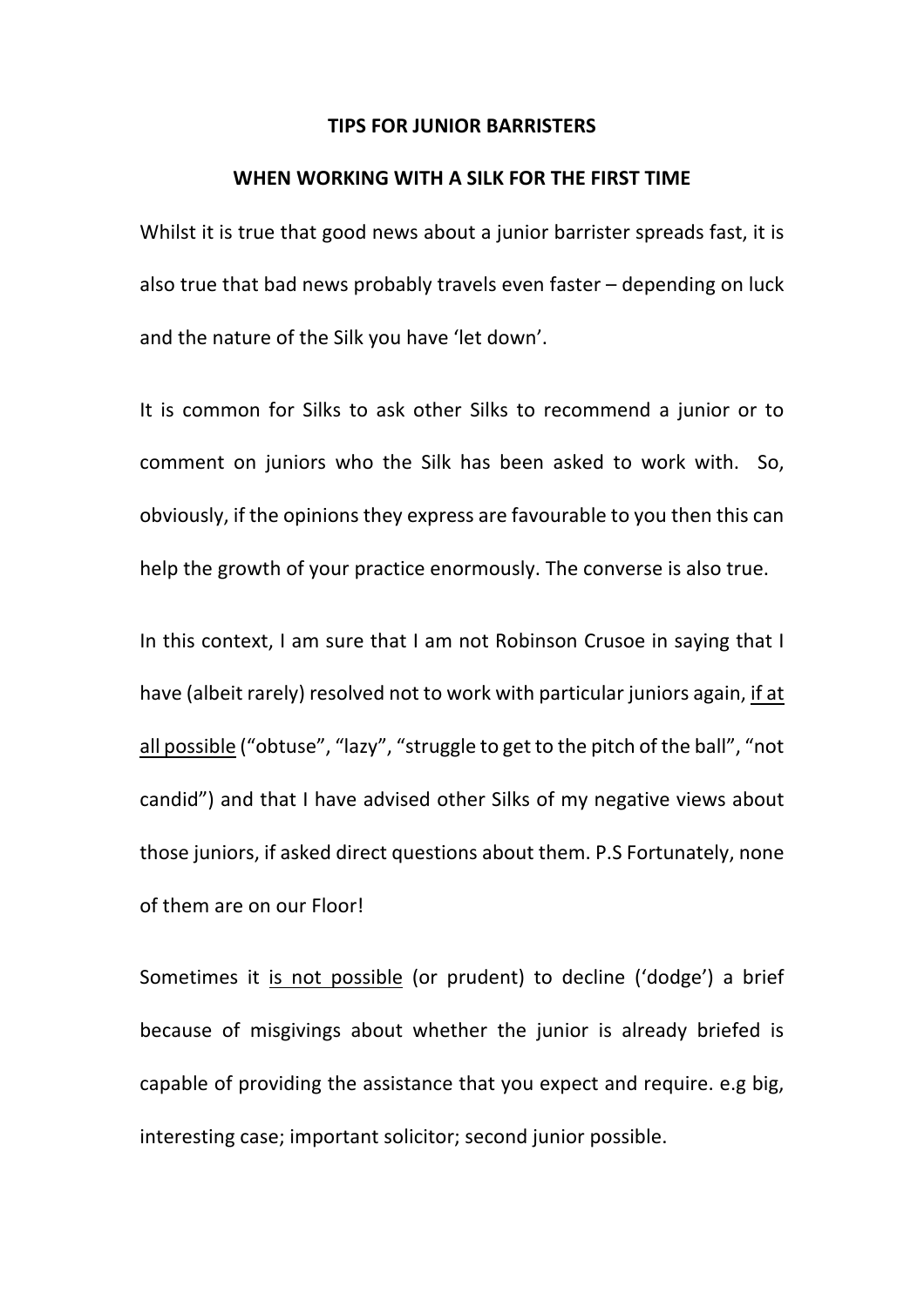# TIPS FOR JUNIOR BARRISTERS

## WHEN WORKING WITH A SILK FOR THE FIRST TIME

Whilst it is true that good news about a junior barrister spreads fast, it is also true that bad news probably travels even faster – depending on luck and the nature of the Silk you have 'let down'.

It is common for Silks to ask other Silks to recommend a junior or to comment on juniors who the Silk has been asked to work with. So, obviously, if the opinions they express are favourable to you then this can help the growth of your practice enormously. The converse is also true.

In this context, I am sure that I am not Robinson Crusoe in saying that I have (albeit rarely) resolved not to work with particular juniors again, <u>if at all possible</u> ("obtuse", "lazy", "struggle to get to the pitch of the ball", "not candid") and that I have advised other Silks of my negative views about those juniors, if asked direct questions about them. P.S Fortunately, none of them are on our Floor!

Sometimes it <u>is not possible</u> (or prudent) to decline ('dodge') a brief because of misgivings about whether the junior is already briefed is capable of providing the assistance that you expect and require. e.g big, interesting case; important solicitor; second junior possible.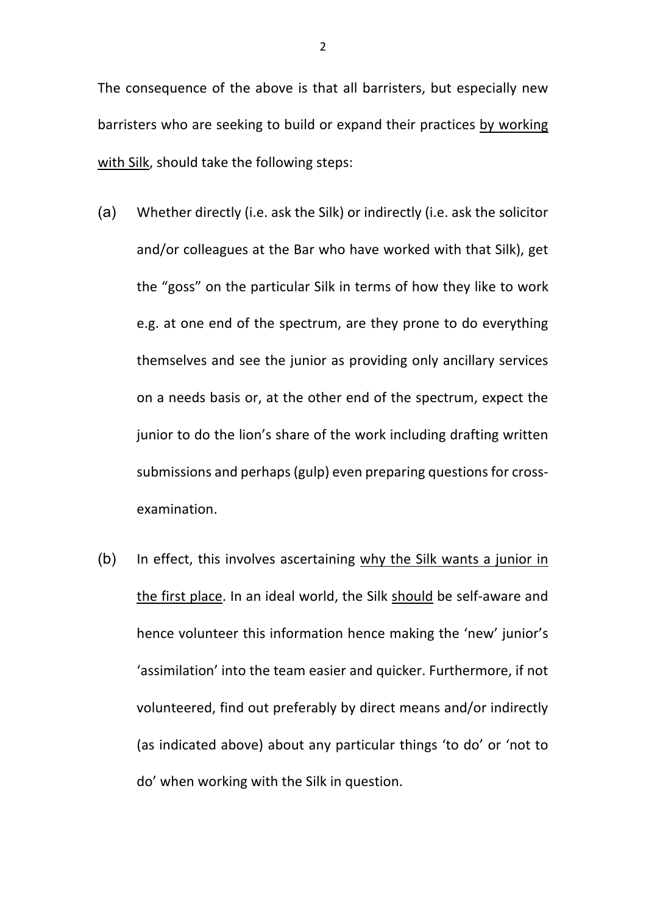The consequence of the above is that all barristers, but especially new barristers who are seeking to build or expand their practices <u>by working with Silk</u>, should take the following steps:

(a) Whether directly (i.e. ask the Silk) or indirectly (i.e. ask the solicitor and/or colleagues at the Bar who have worked with that Silk), get the "goss" on the particular Silk in terms of how they like to work e.g. at one end of the spectrum, are they prone to do everything themselves and see the junior as providing only ancillary services on a needs basis or, at the other end of the spectrum, expect the junior to do the lion's share of the work including drafting written submissions and perhaps (gulp) even preparing questions for cross-examination.

(b) In effect, this involves ascertaining <u>why the Silk wants a junior in the first place</u>. In an ideal world, the Silk <u>should</u> be self-aware and hence volunteer this information hence making the 'new' junior's 'assimilation' into the team easier and quicker. Furthermore, if not volunteered, find out preferably by direct means and/or indirectly (as indicated above) about any particular things 'to do' or 'not to do' when working with the Silk in question.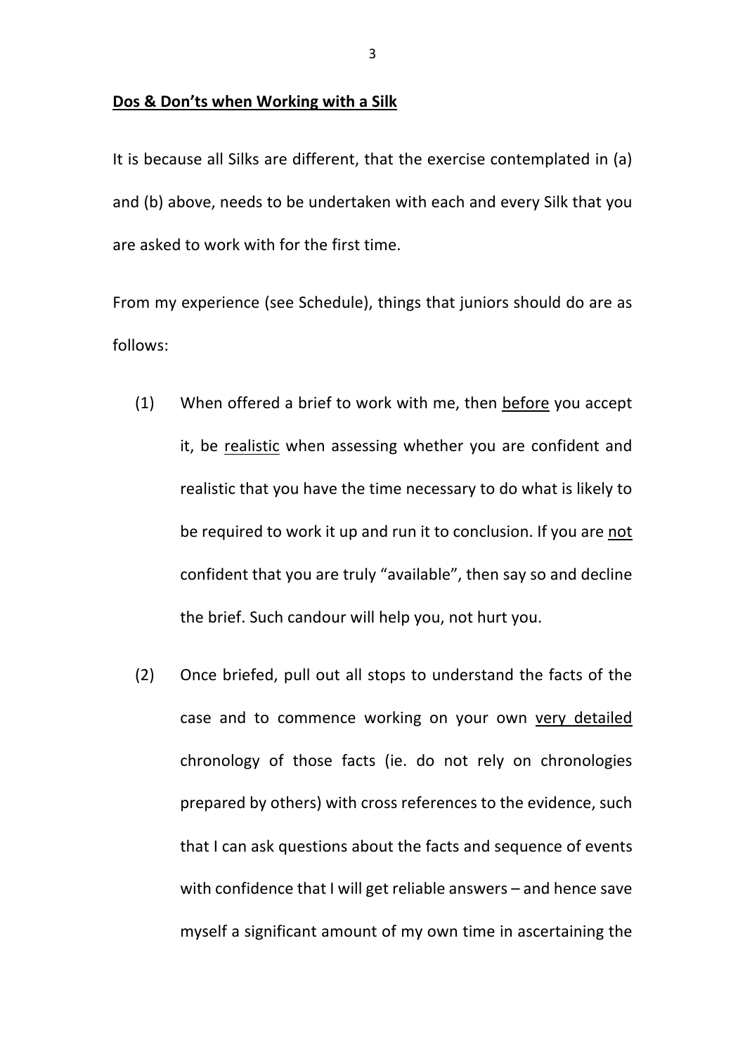## <u>Dos & Don'ts when Working with a Silk</u>

It is because all Silks are different, that the exercise contemplated in (a) and (b) above, needs to be undertaken with each and every Silk that you are asked to work with for the first time.

From my experience (see Schedule), things that juniors should do are as follows:

(1) When offered a brief to work with me, then <u>before</u> you accept it, be <u>realistic</u> when assessing whether you are confident and realistic that you have the time necessary to do what is likely to be required to work it up and run it to conclusion. If you are <u>not</u> confident that you are truly "available", then say so and decline the brief. Such candour will help you, not hurt you.

(2) Once briefed, pull out all stops to understand the facts of the case and to commence working on your own <u>very detailed</u> chronology of those facts (ie. do not rely on chronologies prepared by others) with cross references to the evidence, such that I can ask questions about the facts and sequence of events with confidence that I will get reliable answers – and hence save myself a significant amount of my own time in ascertaining the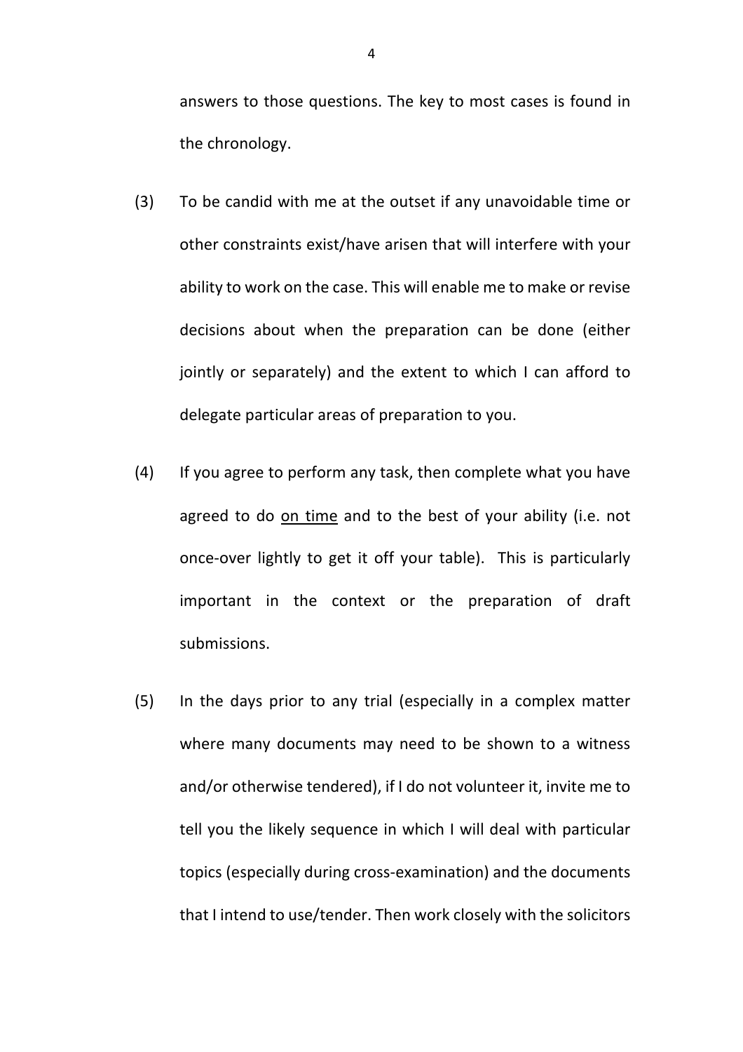answers to those questions. The key to most cases is found in the chronology.

(3) To be candid with me at the outset if any unavoidable time or other constraints exist/have arisen that will interfere with your ability to work on the case. This will enable me to make or revise decisions about when the preparation can be done (either jointly or separately) and the extent to which I can afford to delegate particular areas of preparation to you.

(4) If you agree to perform any task, then complete what you have agreed to do <u>on time</u> and to the best of your ability (i.e. not once-over lightly to get it off your table). This is particularly important in the context or the preparation of draft submissions.

(5) In the days prior to any trial (especially in a complex matter where many documents may need to be shown to a witness and/or otherwise tendered), if I do not volunteer it, invite me to tell you the likely sequence in which I will deal with particular topics (especially during cross-examination) and the documents that I intend to use/tender. Then work closely with the solicitors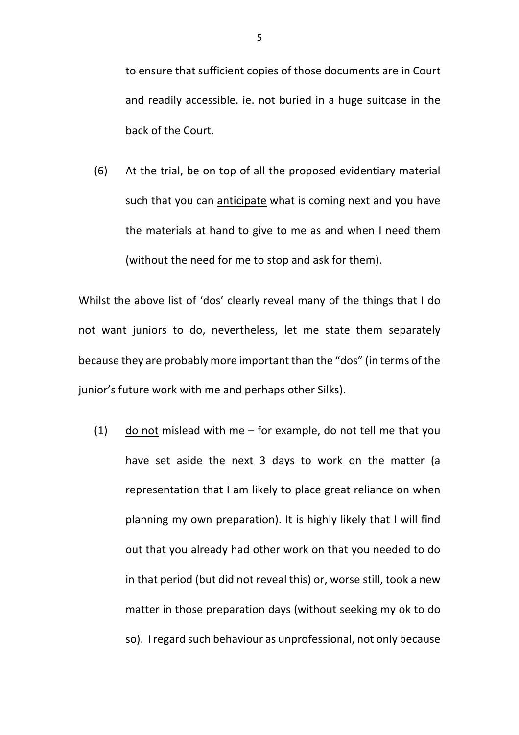to ensure that sufficient copies of those documents are in Court and readily accessible. ie. not buried in a huge suitcase in the back of the Court.

(6) At the trial, be on top of all the proposed evidentiary material such that you can <u>anticipate</u> what is coming next and you have the materials at hand to give to me as and when I need them (without the need for me to stop and ask for them).

Whilst the above list of 'dos' clearly reveal many of the things that I do not want juniors to do, nevertheless, let me state them separately because they are probably more important than the "dos" (in terms of the junior's future work with me and perhaps other Silks).

(1) <u>do not</u> mislead with me – for example, do not tell me that you have set aside the next 3 days to work on the matter (a representation that I am likely to place great reliance on when planning my own preparation). It is highly likely that I will find out that you already had other work on that you needed to do in that period (but did not reveal this) or, worse still, took a new matter in those preparation days (without seeking my ok to do so). I regard such behaviour as unprofessional, not only because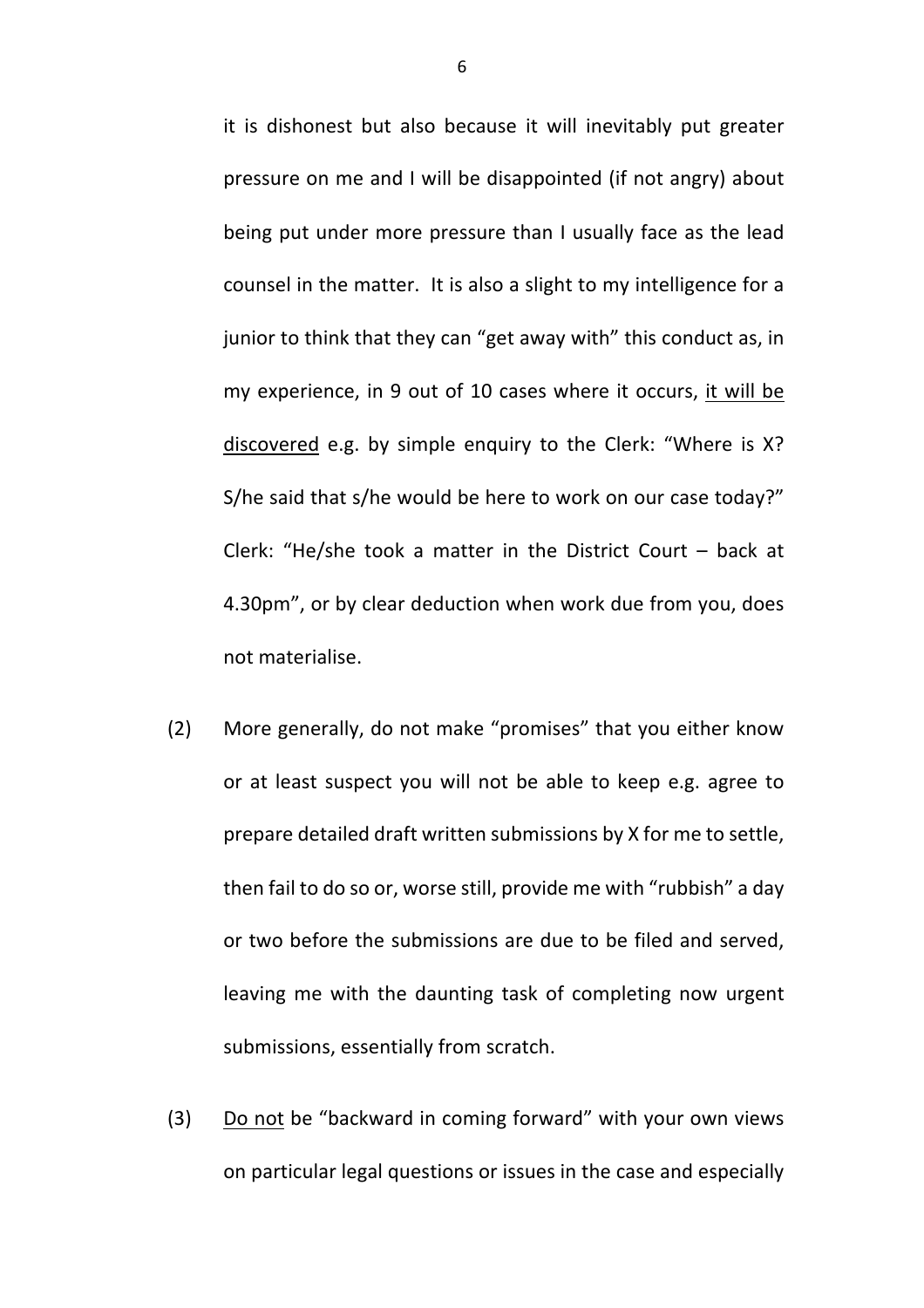it is dishonest but also because it will inevitably put greater pressure on me and I will be disappointed (if not angry) about being put under more pressure than I usually face as the lead counsel in the matter. It is also a slight to my intelligence for a junior to think that they can "get away with" this conduct as, in my experience, in 9 out of 10 cases where it occurs, <u>it will be discovered</u> e.g. by simple enquiry to the Clerk: "Where is X? S/he said that s/he would be here to work on our case today?" Clerk: "He/she took a matter in the District Court – back at 4.30pm", or by clear deduction when work due from you, does not materialise.

(2) More generally, do not make "promises" that you either know or at least suspect you will not be able to keep e.g. agree to prepare detailed draft written submissions by X for me to settle, then fail to do so or, worse still, provide me with "rubbish" a day or two before the submissions are due to be filed and served, leaving me with the daunting task of completing now urgent submissions, essentially from scratch.

(3) <u>Do not</u> be "backward in coming forward" with your own views on particular legal questions or issues in the case and especially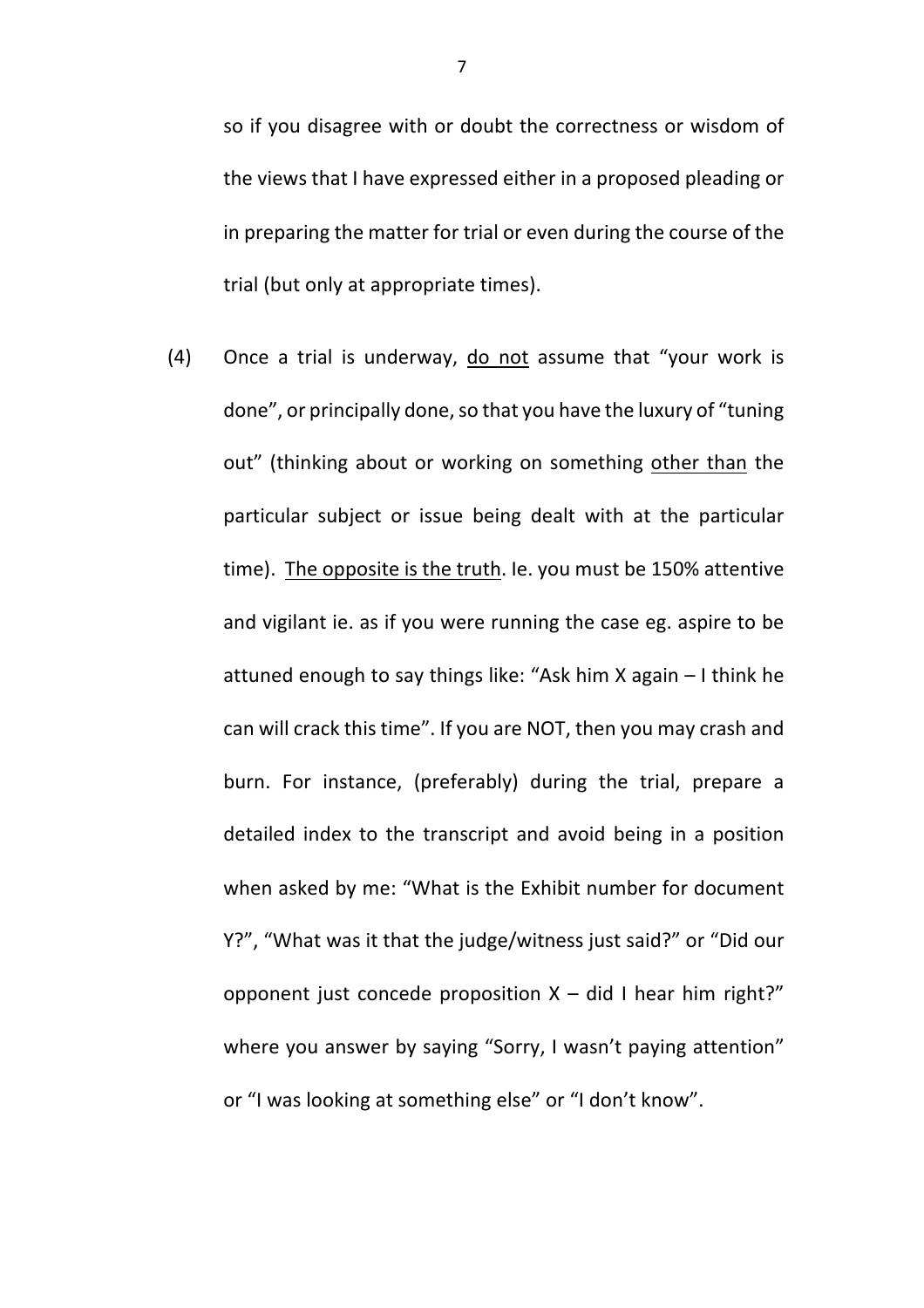so if you disagree with or doubt the correctness or wisdom of the views that I have expressed either in a proposed pleading or in preparing the matter for trial or even during the course of the trial (but only at appropriate times).

(4) Once a trial is underway, <u>do not</u> assume that "your work is done", or principally done, so that you have the luxury of "tuning out" (thinking about or working on something <u>other than</u> the particular subject or issue being dealt with at the particular time). <u>The opposite is the truth</u>. Ie. you must be 150% attentive and vigilant ie. as if you were running the case eg. aspire to be attuned enough to say things like: "Ask him X again – I think he can will crack this time". If you are NOT, then you may crash and burn. For instance, (preferably) during the trial, prepare a detailed index to the transcript and avoid being in a position when asked by me: "What is the Exhibit number for document Y?", "What was it that the judge/witness just said?" or "Did our opponent just concede proposition X – did I hear him right?" where you answer by saying "Sorry, I wasn't paying attention" or "I was looking at something else" or "I don't know".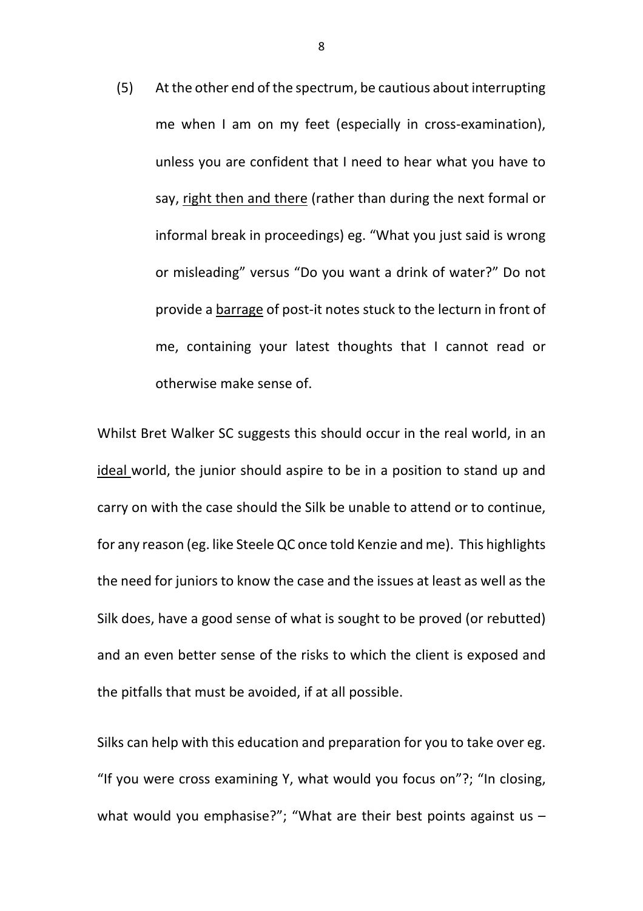(5) At the other end of the spectrum, be cautious about interrupting me when I am on my feet (especially in cross-examination), unless you are confident that I need to hear what you have to say, <u>right then and there</u> (rather than during the next formal or informal break in proceedings) eg. "What you just said is wrong or misleading" versus "Do you want a drink of water?" Do not provide a <u>barrage</u> of post-it notes stuck to the lecturn in front of me, containing your latest thoughts that I cannot read or otherwise make sense of.

Whilst Bret Walker SC suggests this should occur in the real world, in an <u>ideal</u> world, the junior should aspire to be in a position to stand up and carry on with the case should the Silk be unable to attend or to continue, for any reason (eg. like Steele QC once told Kenzie and me). This highlights the need for juniors to know the case and the issues at least as well as the Silk does, have a good sense of what is sought to be proved (or rebutted) and an even better sense of the risks to which the client is exposed and the pitfalls that must be avoided, if at all possible.

Silks can help with this education and preparation for you to take over eg. "If you were cross examining Y, what would you focus on"?; "In closing, what would you emphasise?"; "What are their best points against us –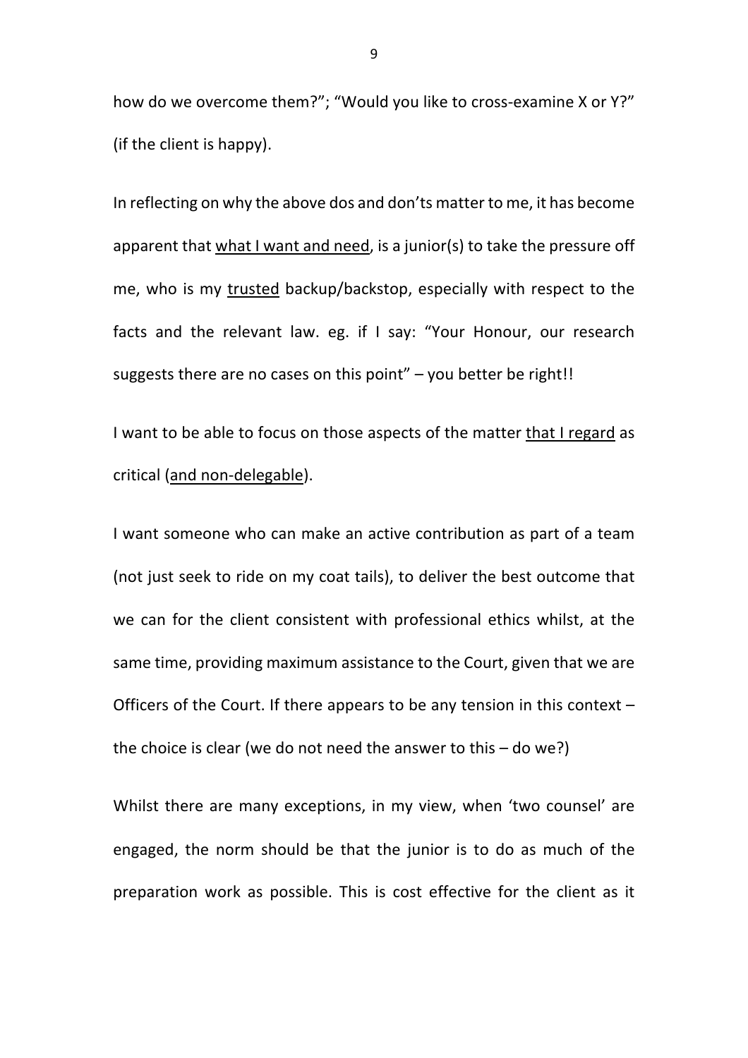how do we overcome them?"; "Would you like to cross-examine X or Y?" (if the client is happy).

In reflecting on why the above dos and don'ts matter to me, it has become apparent that <u>what I want and need</u>, is a junior(s) to take the pressure off me, who is my <u>trusted</u> backup/backstop, especially with respect to the facts and the relevant law. eg. if I say: "Your Honour, our research suggests there are no cases on this point" – you better be right!!

I want to be able to focus on those aspects of the matter <u>that I regard</u> as critical (<u>and non-delegable</u>).

I want someone who can make an active contribution as part of a team (not just seek to ride on my coat tails), to deliver the best outcome that we can for the client consistent with professional ethics whilst, at the same time, providing maximum assistance to the Court, given that we are Officers of the Court. If there appears to be any tension in this context – the choice is clear (we do not need the answer to this – do we?)

Whilst there are many exceptions, in my view, when 'two counsel' are engaged, the norm should be that the junior is to do as much of the preparation work as possible. This is cost effective for the client as it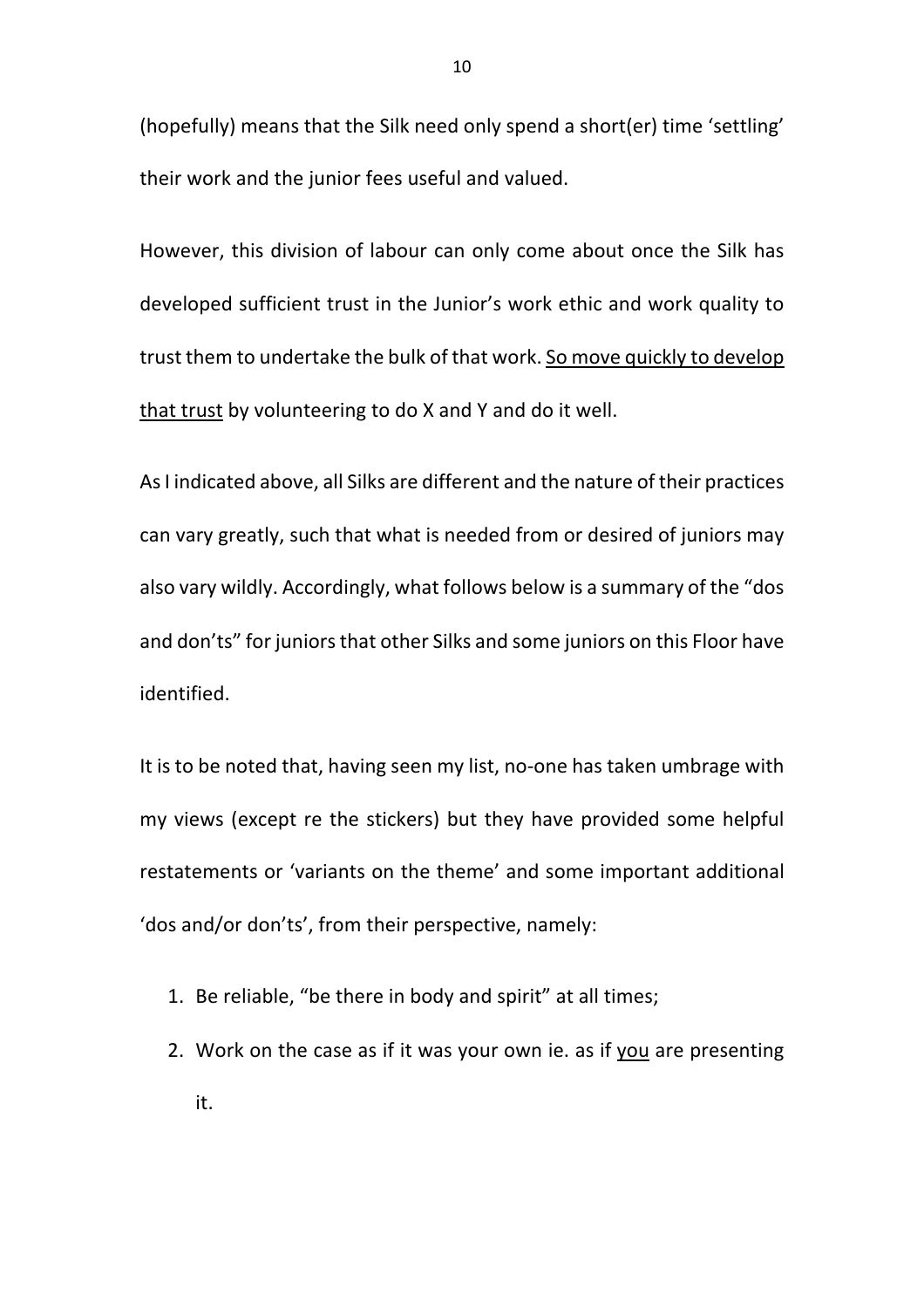(hopefully) means that the Silk need only spend a short(er) time 'settling' their work and the junior fees useful and valued.

However, this division of labour can only come about once the Silk has developed sufficient trust in the Junior's work ethic and work quality to trust them to undertake the bulk of that work. <u>So move quickly to develop that trust</u> by volunteering to do X and Y and do it well.

As I indicated above, all Silks are different and the nature of their practices can vary greatly, such that what is needed from or desired of juniors may also vary wildly. Accordingly, what follows below is a summary of the "dos and don'ts" for juniors that other Silks and some juniors on this Floor have identified.

It is to be noted that, having seen my list, no-one has taken umbrage with my views (except re the stickers) but they have provided some helpful restatements or 'variants on the theme' and some important additional 'dos and/or don'ts', from their perspective, namely:

1. Be reliable, "be there in body and spirit" at all times;
2. Work on the case as if it was your own ie. as if <u>you</u> are presenting it.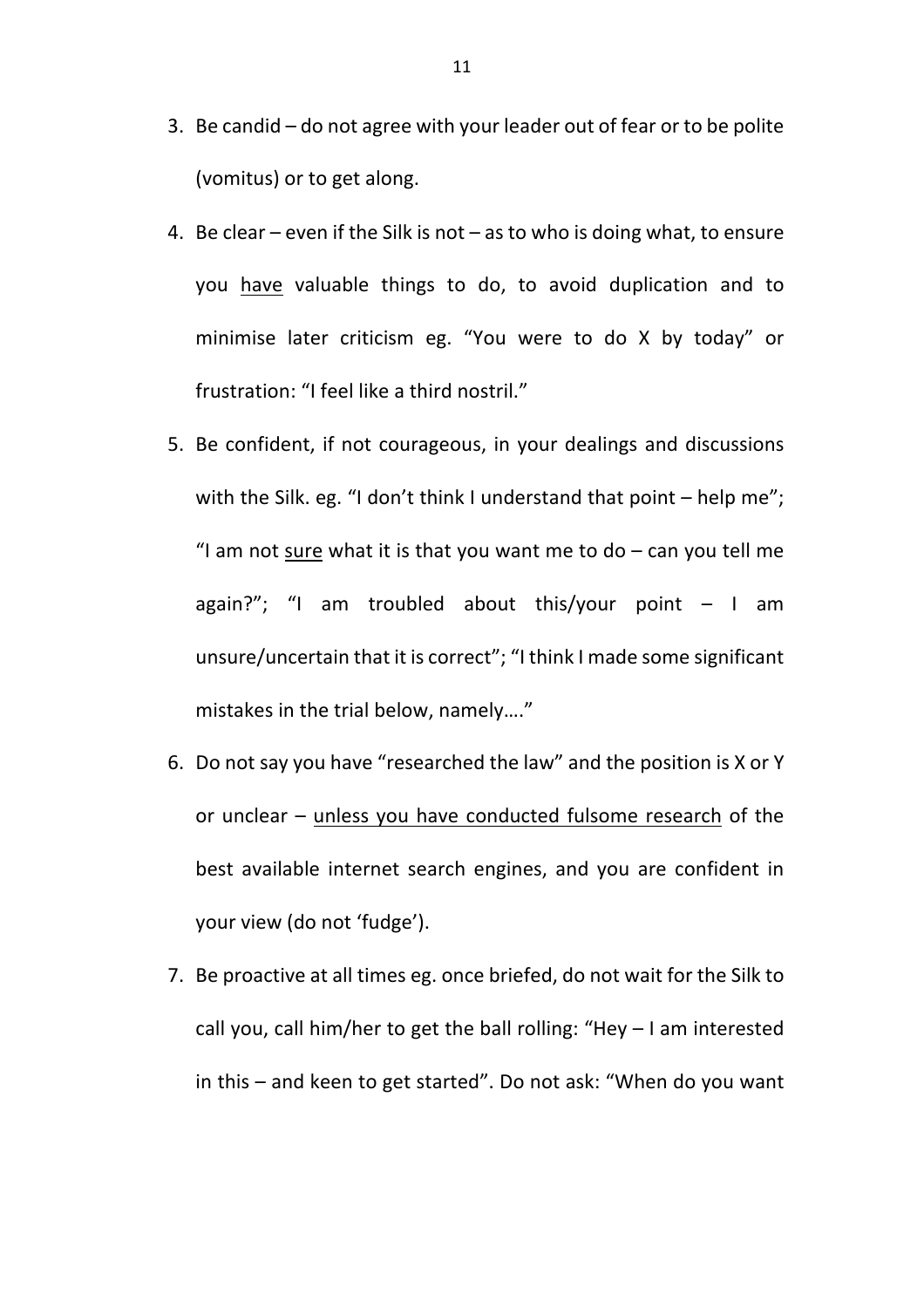3. Be candid – do not agree with your leader out of fear or to be polite (vomitus) or to get along.
4. Be clear – even if the Silk is not – as to who is doing what, to ensure you <u>have</u> valuable things to do, to avoid duplication and to minimise later criticism eg. "You were to do X by today" or frustration: "I feel like a third nostril."
5. Be confident, if not courageous, in your dealings and discussions with the Silk. eg. "I don't think I understand that point – help me"; "I am not <u>sure</u> what it is that you want me to do – can you tell me again?"; "I am troubled about this/your point – I am unsure/uncertain that it is correct"; "I think I made some significant mistakes in the trial below, namely…."
6. Do not say you have "researched the law" and the position is X or Y or unclear – <u>unless you have conducted fulsome research</u> of the best available internet search engines, and you are confident in your view (do not 'fudge').
7. Be proactive at all times eg. once briefed, do not wait for the Silk to call you, call him/her to get the ball rolling: "Hey – I am interested in this – and keen to get started". Do not ask: "When do you want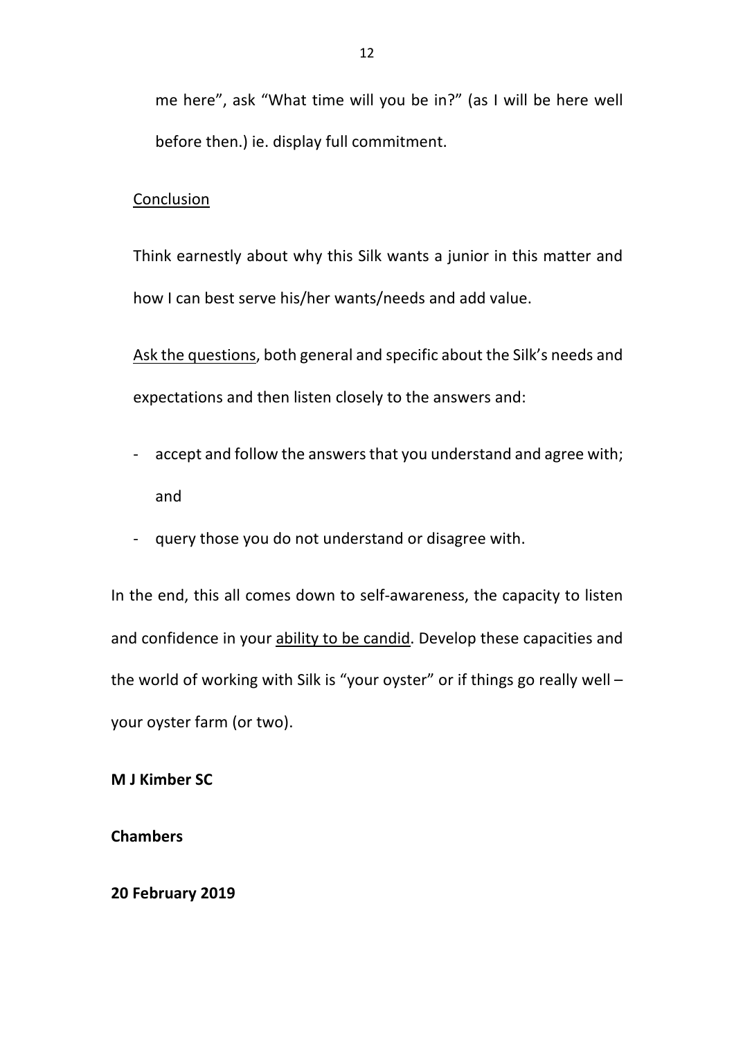me here", ask "What time will you be in?" (as I will be here well before then.) ie. display full commitment.

<u>Conclusion</u>

Think earnestly about why this Silk wants a junior in this matter and how I can best serve his/her wants/needs and add value.

<u>Ask the questions</u>, both general and specific about the Silk's needs and expectations and then listen closely to the answers and:

- accept and follow the answers that you understand and agree with; and
- query those you do not understand or disagree with.

In the end, this all comes down to self-awareness, the capacity to listen and confidence in your <u>ability to be candid</u>. Develop these capacities and the world of working with Silk is "your oyster" or if things go really well – your oyster farm (or two).

**M J Kimber SC**

**Chambers**

**20 February 2019**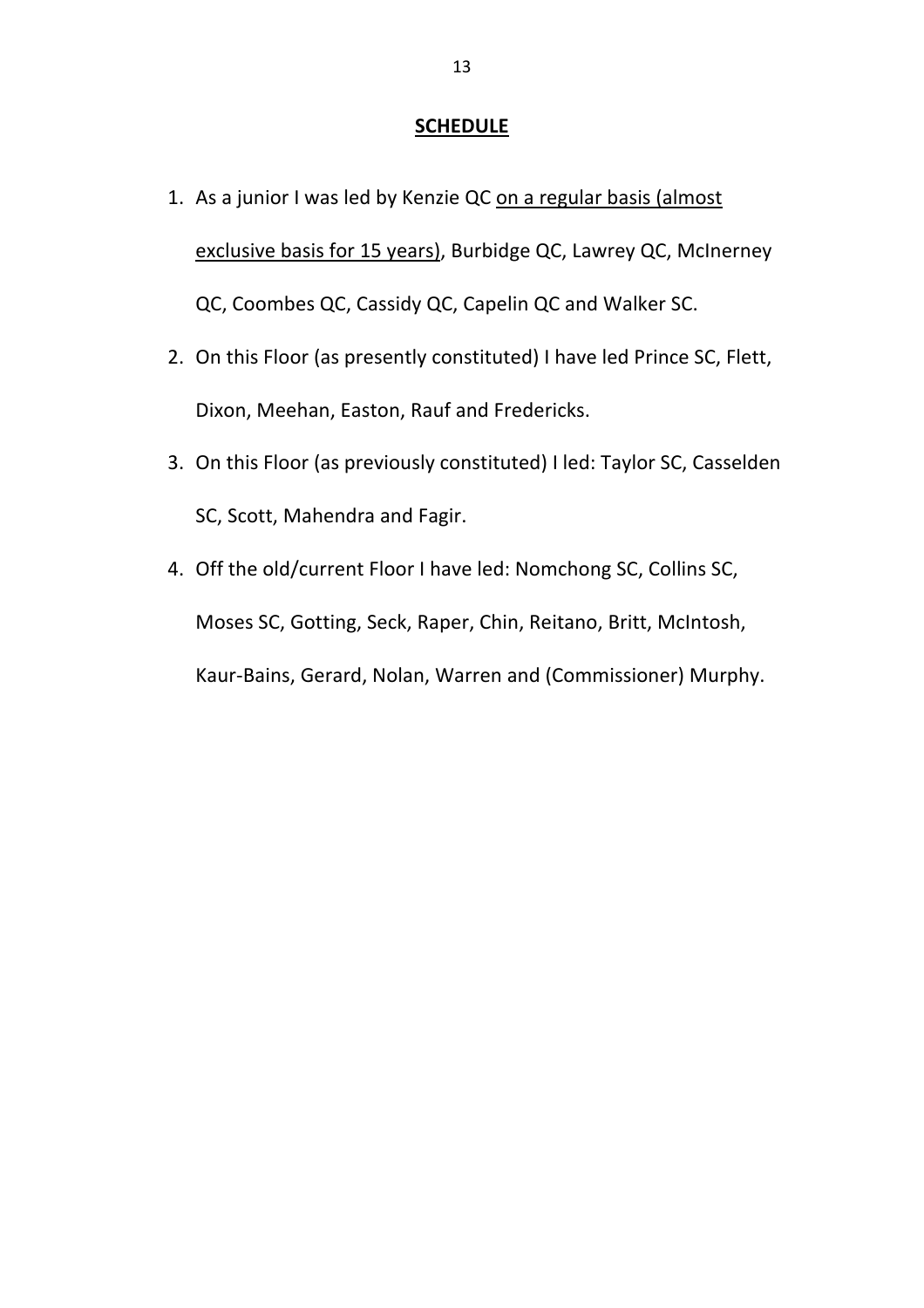## **SCHEDULE**

1. As a junior I was led by Kenzie QC <u>on a regular basis (almost exclusive basis for 15 years)</u>, Burbidge QC, Lawrey QC, McInerney QC, Coombes QC, Cassidy QC, Capelin QC and Walker SC.
2. On this Floor (as presently constituted) I have led Prince SC, Flett, Dixon, Meehan, Easton, Rauf and Fredericks.
3. On this Floor (as previously constituted) I led: Taylor SC, Casselden SC, Scott, Mahendra and Fagir.
4. Off the old/current Floor I have led: Nomchong SC, Collins SC, Moses SC, Gotting, Seck, Raper, Chin, Reitano, Britt, McIntosh, Kaur-Bains, Gerard, Nolan, Warren and (Commissioner) Murphy.